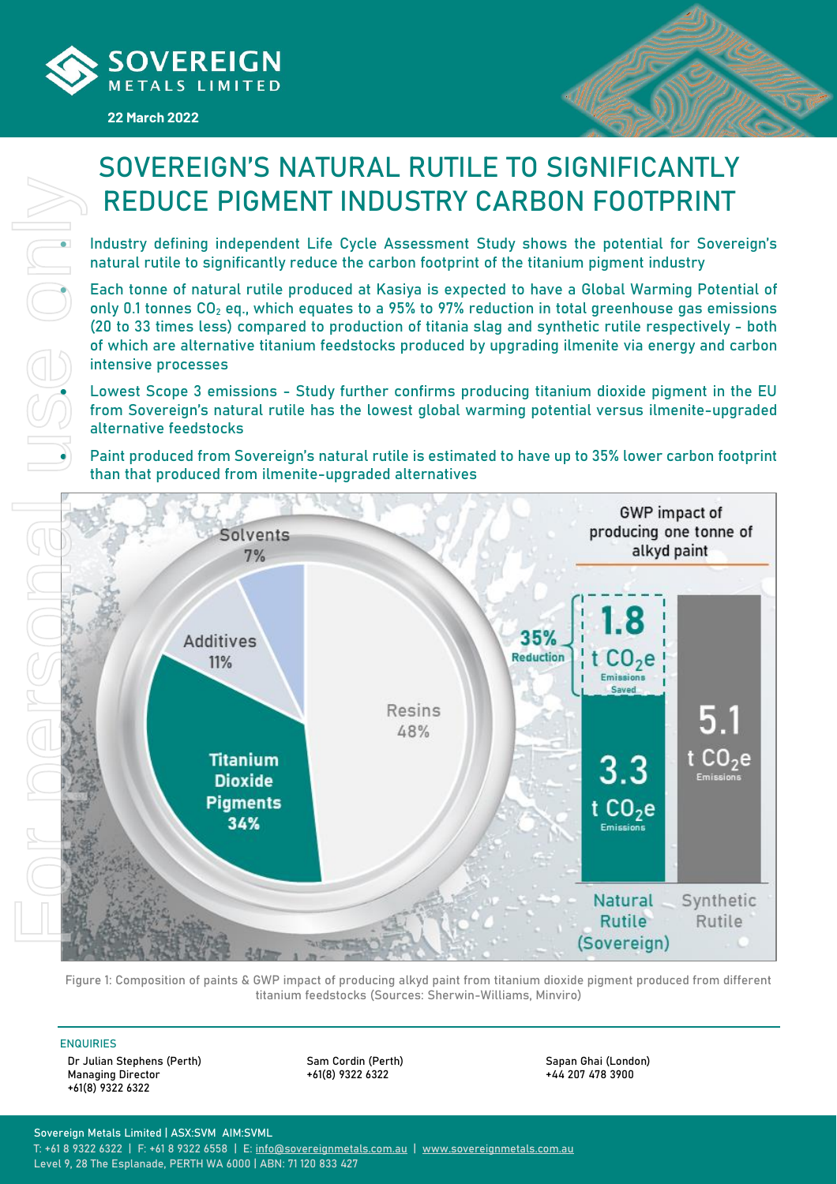# SOVEREIGN'S NATURAL RUTILE TO SIGNIFICANTLY REDUCE PIGMENT INDUSTRY CARBON FOOTPRINT

22 March 2022

- Industry defining independent Life Cycle Assessment Study shows the potential for Sovereign's natural rutile to significantly reduce the carbon footprint of the titanium pigment industry
- Each tonne of natural rutile produced at Kasiya is expected to have a Global Warming Potential of only 0.1 tonnes $CO_2$ eq., which equates to a 95% to 97% reduction in total greenhouse gas emissions (20 to 33 times less) compared to production of titania slag and synthetic rutile respectively - both of which are alternative titanium feedstocks produced by upgrading ilmenite via energy and carbon intensive processes
- Lowest Scope 3 emissions - Study further confirms producing titanium dioxide pigment in the EU from Sovereign's natural rutile has the lowest global warming potential versus ilmenite-upgraded alternative feedstocks
- Paint produced from Sovereign's natural rutile is estimated to have up to 35% lower carbon footprint than that produced from ilmenite-upgraded alternatives

Figure 1: Composition of paints & GWP impact of producing alkyd paint from titanium dioxide pigment produced from different titanium feedstocks (Sources: Sherwin-Williams, Minviro)

ENQUIRIES

Dr Julian Stephens (Perth)
Managing Director
+61(8) 9322 6322

Sam Cordin (Perth)
+61(8) 9322 6322

Sapan Ghai (London)
+44 207 478 3900

Sovereign Metals Limited | ASX:SVM AIM:SVML
T: +61 8 9322 6322 | F: +61 8 9322 6558 | E: info@sovereignmetals.com.au | www.sovereignmetals.com.au
Level 9, 28 The Esplanade, PERTH WA 6000 | ABN: 71 120 833 427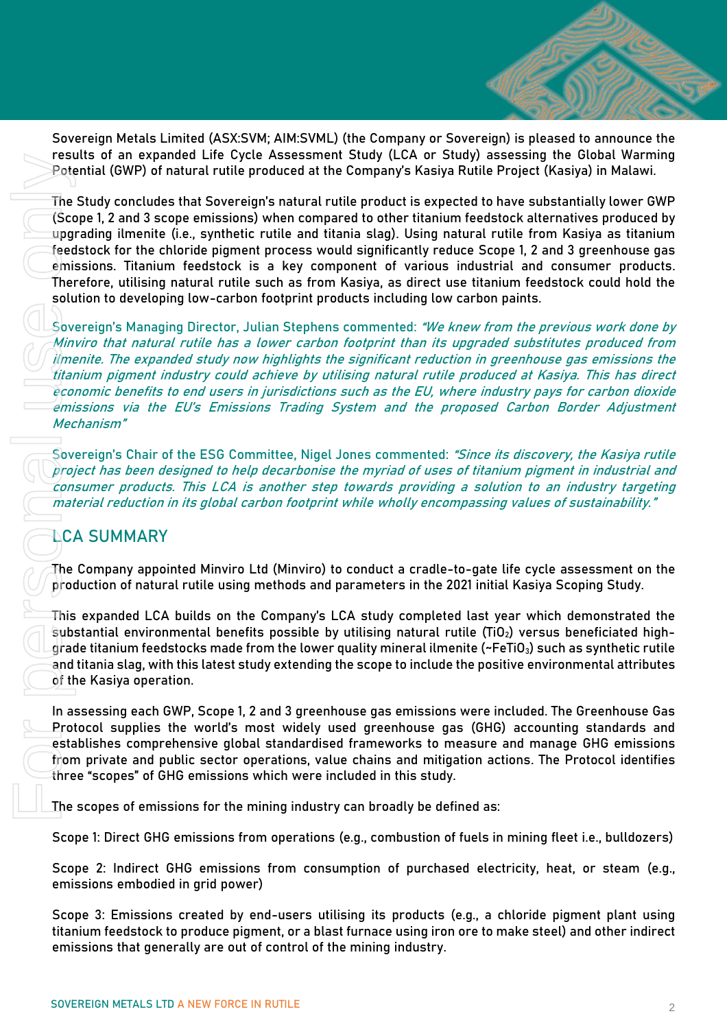Sovereign Metals Limited (ASX:SVM; AIM:SVML) (the Company or Sovereign) is pleased to announce the results of an expanded Life Cycle Assessment Study (LCA or Study) assessing the Global Warming Potential (GWP) of natural rutile produced at the Company's Kasiya Rutile Project (Kasiya) in Malawi.

The Study concludes that Sovereign's natural rutile product is expected to have substantially lower GWP (Scope 1, 2 and 3 scope emissions) when compared to other titanium feedstock alternatives produced by upgrading ilmenite (i.e., synthetic rutile and titania slag). Using natural rutile from Kasiya as titanium feedstock for the chloride pigment process would significantly reduce Scope 1, 2 and 3 greenhouse gas emissions. Titanium feedstock is a key component of various industrial and consumer products. Therefore, utilising natural rutile such as from Kasiya, as direct use titanium feedstock could hold the solution to developing low-carbon footprint products including low carbon paints.

Sovereign's Managing Director, Julian Stephens commented: *"We knew from the previous work done by Minviro that natural rutile has a lower carbon footprint than its upgraded substitutes produced from ilmenite. The expanded study now highlights the significant reduction in greenhouse gas emissions the titanium pigment industry could achieve by utilising natural rutile produced at Kasiya. This has direct economic benefits to end users in jurisdictions such as the EU, where industry pays for carbon dioxide emissions via the EU's Emissions Trading System and the proposed Carbon Border Adjustment Mechanism"*

Sovereign's Chair of the ESG Committee, Nigel Jones commented: *"Since its discovery, the Kasiya rutile project has been designed to help decarbonise the myriad of uses of titanium pigment in industrial and consumer products. This LCA is another step towards providing a solution to an industry targeting material reduction in its global carbon footprint while wholly encompassing values of sustainability."*

## LCA SUMMARY

The Company appointed Minviro Ltd (Minviro) to conduct a cradle-to-gate life cycle assessment on the production of natural rutile using methods and parameters in the 2021 initial Kasiya Scoping Study.

This expanded LCA builds on the Company's LCA study completed last year which demonstrated the substantial environmental benefits possible by utilising natural rutile ($TiO_2$) versus beneficiated high-grade titanium feedstocks made from the lower quality mineral ilmenite (~$FeTiO_3$) such as synthetic rutile and titania slag, with this latest study extending the scope to include the positive environmental attributes of the Kasiya operation.

In assessing each GWP, Scope 1, 2 and 3 greenhouse gas emissions were included. The Greenhouse Gas Protocol supplies the world's most widely used greenhouse gas (GHG) accounting standards and establishes comprehensive global standardised frameworks to measure and manage GHG emissions from private and public sector operations, value chains and mitigation actions. The Protocol identifies three "scopes" of GHG emissions which were included in this study.

The scopes of emissions for the mining industry can broadly be defined as:

Scope 1: Direct GHG emissions from operations (e.g., combustion of fuels in mining fleet i.e., bulldozers)

Scope 2: Indirect GHG emissions from consumption of purchased electricity, heat, or steam (e.g., emissions embodied in grid power)

Scope 3: Emissions created by end-users utilising its products (e.g., a chloride pigment plant using titanium feedstock to produce pigment, or a blast furnace using iron ore to make steel) and other indirect emissions that generally are out of control of the mining industry.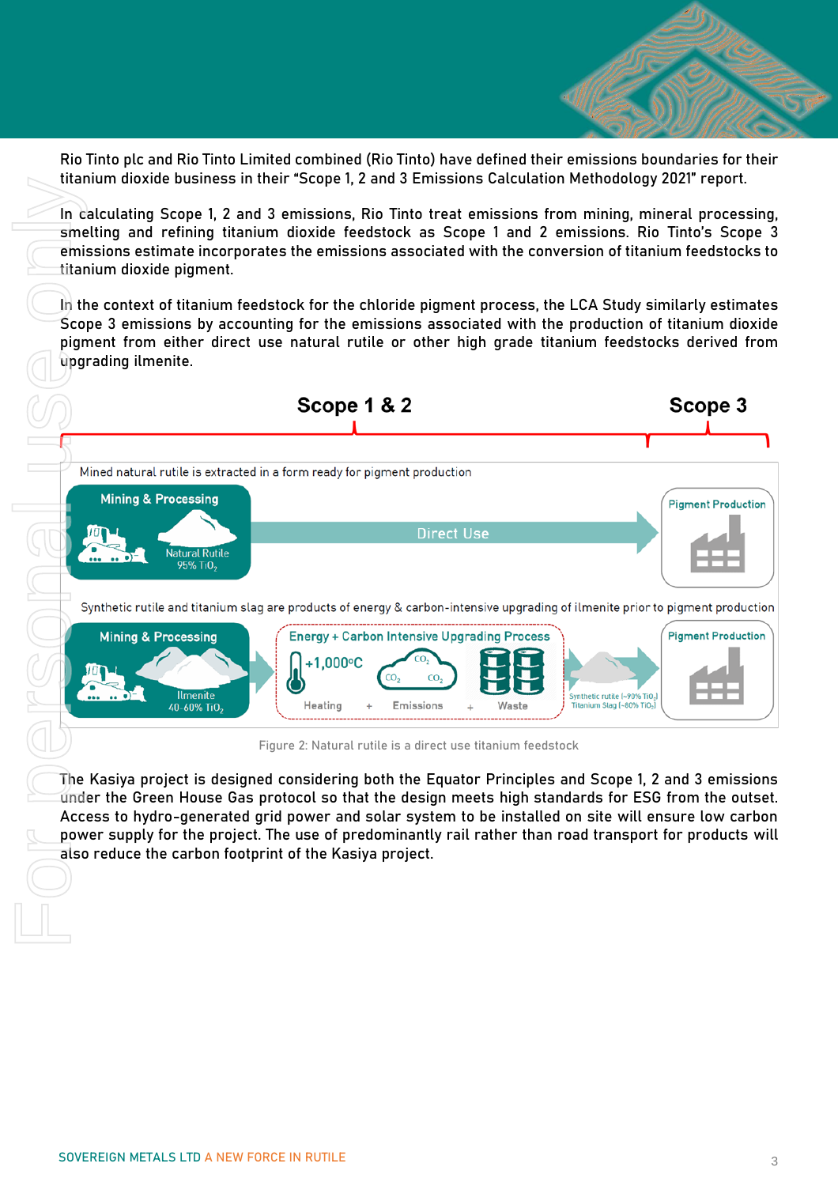Rio Tinto plc and Rio Tinto Limited combined (Rio Tinto) have defined their emissions boundaries for their titanium dioxide business in their "Scope 1, 2 and 3 Emissions Calculation Methodology 2021" report.

In calculating Scope 1, 2 and 3 emissions, Rio Tinto treat emissions from mining, mineral processing, smelting and refining titanium dioxide feedstock as Scope 1 and 2 emissions. Rio Tinto's Scope 3 emissions estimate incorporates the emissions associated with the conversion of titanium feedstocks to titanium dioxide pigment.

In the context of titanium feedstock for the chloride pigment process, the LCA Study similarly estimates Scope 3 emissions by accounting for the emissions associated with the production of titanium dioxide pigment from either direct use natural rutile or other high grade titanium feedstocks derived from upgrading ilmenite.

Scope 1 & 2 | Scope 3

Mined natural rutile is extracted in a form ready for pigment production

Mining & Processing — Natural Rutile 95% $TiO_2$ → Direct Use → Pigment Production

Synthetic rutile and titanium slag are products of energy & carbon-intensive upgrading of ilmenite prior to pigment production

Mining & Processing — Ilmenite 40-60% $TiO_2$ → Energy + Carbon Intensive Upgrading Process (+1,000°C Heating + $CO_2$ Emissions + Waste) → Synthetic rutile (~90% $TiO_2$) Titanium Slag (~80% $TiO_2$) → Pigment Production

Figure 2: Natural rutile is a direct use titanium feedstock

The Kasiya project is designed considering both the Equator Principles and Scope 1, 2 and 3 emissions under the Green House Gas protocol so that the design meets high standards for ESG from the outset. Access to hydro-generated grid power and solar system to be installed on site will ensure low carbon power supply for the project. The use of predominantly rail rather than road transport for products will also reduce the carbon footprint of the Kasiya project.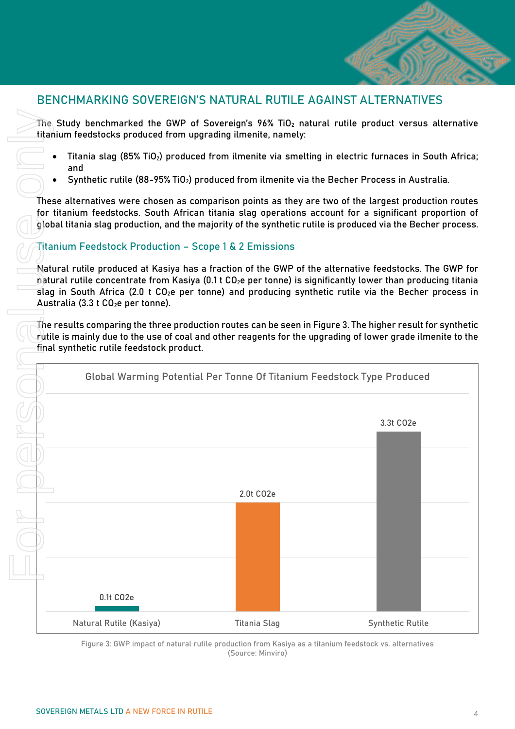## BENCHMARKING SOVEREIGN'S NATURAL RUTILE AGAINST ALTERNATIVES

The Study benchmarked the GWP of Sovereign's 96% $TiO_2$ natural rutile product versus alternative titanium feedstocks produced from upgrading ilmenite, namely:

- Titania slag (85% $TiO_2$) produced from ilmenite via smelting in electric furnaces in South Africa; and
- Synthetic rutile (88-95% $TiO_2$) produced from ilmenite via the Becher Process in Australia.

These alternatives were chosen as comparison points as they are two of the largest production routes for titanium feedstocks. South African titania slag operations account for a significant proportion of global titania slag production, and the majority of the synthetic rutile is produced via the Becher process.

### Titanium Feedstock Production – Scope 1 & 2 Emissions

Natural rutile produced at Kasiya has a fraction of the GWP of the alternative feedstocks. The GWP for natural rutile concentrate from Kasiya (0.1 t $CO_2e$ per tonne) is significantly lower than producing titania slag in South Africa (2.0 t $CO_2e$ per tonne) and producing synthetic rutile via the Becher process in Australia (3.3 t $CO_2e$ per tonne).

The results comparing the three production routes can be seen in Figure 3. The higher result for synthetic rutile is mainly due to the use of coal and other reagents for the upgrading of lower grade ilmenite to the final synthetic rutile feedstock product.

Global Warming Potential Per Tonne Of Titanium Feedstock Type Produced

| Feedstock | GWP |
| --- | --- |
| Natural Rutile (Kasiya) | 0.1t CO2e |
| Titania Slag | 2.0t CO2e |
| Synthetic Rutile | 3.3t CO2e |

Figure 3: GWP impact of natural rutile production from Kasiya as a titanium feedstock vs. alternatives (Source: Minviro)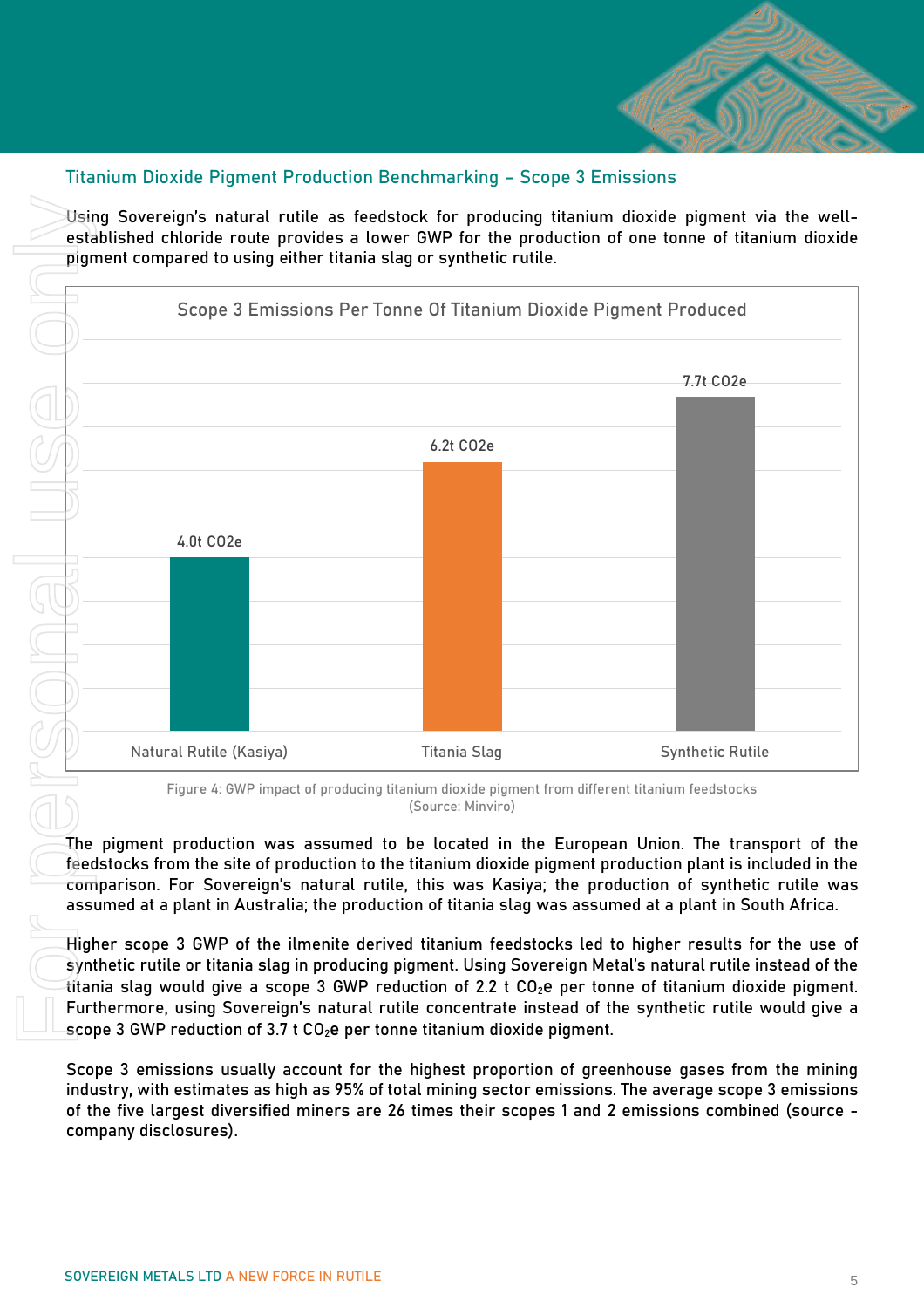## Titanium Dioxide Pigment Production Benchmarking – Scope 3 Emissions

Using Sovereign's natural rutile as feedstock for producing titanium dioxide pigment via the well-established chloride route provides a lower GWP for the production of one tonne of titanium dioxide pigment compared to using either titania slag or synthetic rutile.

**Scope 3 Emissions Per Tonne Of Titanium Dioxide Pigment Produced**

| Feedstock | Scope 3 Emissions |
|---|---|
| Natural Rutile (Kasiya) | 4.0t CO2e |
| Titania Slag | 6.2t CO2e |
| Synthetic Rutile | 7.7t CO2e |

Figure 4: GWP impact of producing titanium dioxide pigment from different titanium feedstocks (Source: Minviro)

The pigment production was assumed to be located in the European Union. The transport of the feedstocks from the site of production to the titanium dioxide pigment production plant is included in the comparison. For Sovereign's natural rutile, this was Kasiya; the production of synthetic rutile was assumed at a plant in Australia; the production of titania slag was assumed at a plant in South Africa.

Higher scope 3 GWP of the ilmenite derived titanium feedstocks led to higher results for the use of synthetic rutile or titania slag in producing pigment. Using Sovereign Metal's natural rutile instead of the titania slag would give a scope 3 GWP reduction of 2.2 t $CO_2e$ per tonne of titanium dioxide pigment. Furthermore, using Sovereign's natural rutile concentrate instead of the synthetic rutile would give a scope 3 GWP reduction of 3.7 t $CO_2e$ per tonne titanium dioxide pigment.

Scope 3 emissions usually account for the highest proportion of greenhouse gases from the mining industry, with estimates as high as 95% of total mining sector emissions. The average scope 3 emissions of the five largest diversified miners are 26 times their scopes 1 and 2 emissions combined (source - company disclosures).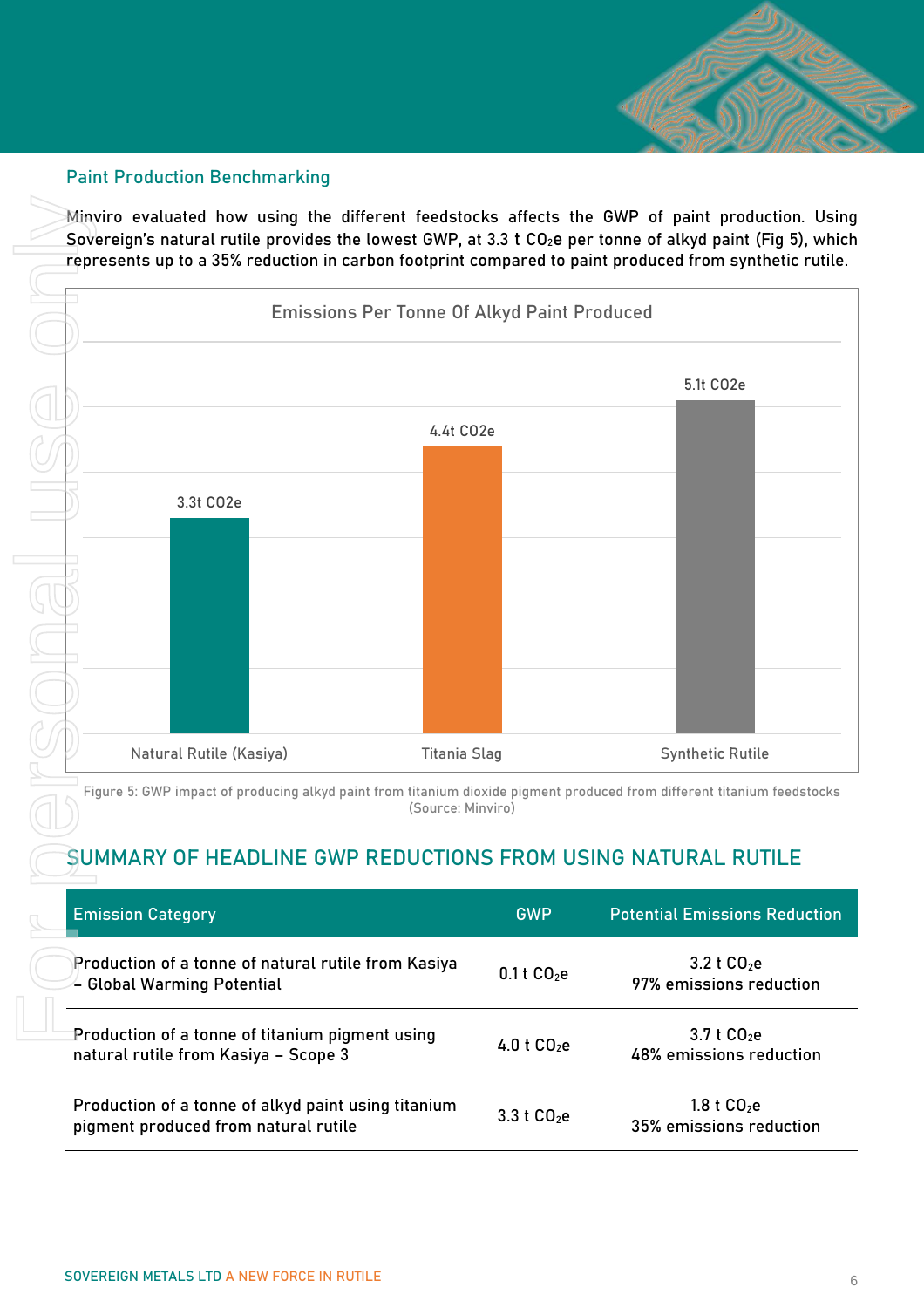## Paint Production Benchmarking

Minviro evaluated how using the different feedstocks affects the GWP of paint production. Using Sovereign's natural rutile provides the lowest GWP, at 3.3 t $CO_2e$ per tonne of alkyd paint (Fig 5), which represents up to a 35% reduction in carbon footprint compared to paint produced from synthetic rutile.

**Emissions Per Tonne Of Alkyd Paint Produced**

| Feedstock | Emissions |
|---|---|
| Natural Rutile (Kasiya) | 3.3t CO2e |
| Titania Slag | 4.4t CO2e |
| Synthetic Rutile | 5.1t CO2e |

Figure 5: GWP impact of producing alkyd paint from titanium dioxide pigment produced from different titanium feedstocks (Source: Minviro)

## SUMMARY OF HEADLINE GWP REDUCTIONS FROM USING NATURAL RUTILE

| Emission Category | GWP | Potential Emissions Reduction |
|---|---|---|
| Production of a tonne of natural rutile from Kasiya – Global Warming Potential | 0.1 t $CO_2e$ | 3.2 t $CO_2e$ 97% emissions reduction |
| Production of a tonne of titanium pigment using natural rutile from Kasiya – Scope 3 | 4.0 t $CO_2e$ | 3.7 t $CO_2e$ 48% emissions reduction |
| Production of a tonne of alkyd paint using titanium pigment produced from natural rutile | 3.3 t $CO_2e$ | 1.8 t $CO_2e$ 35% emissions reduction |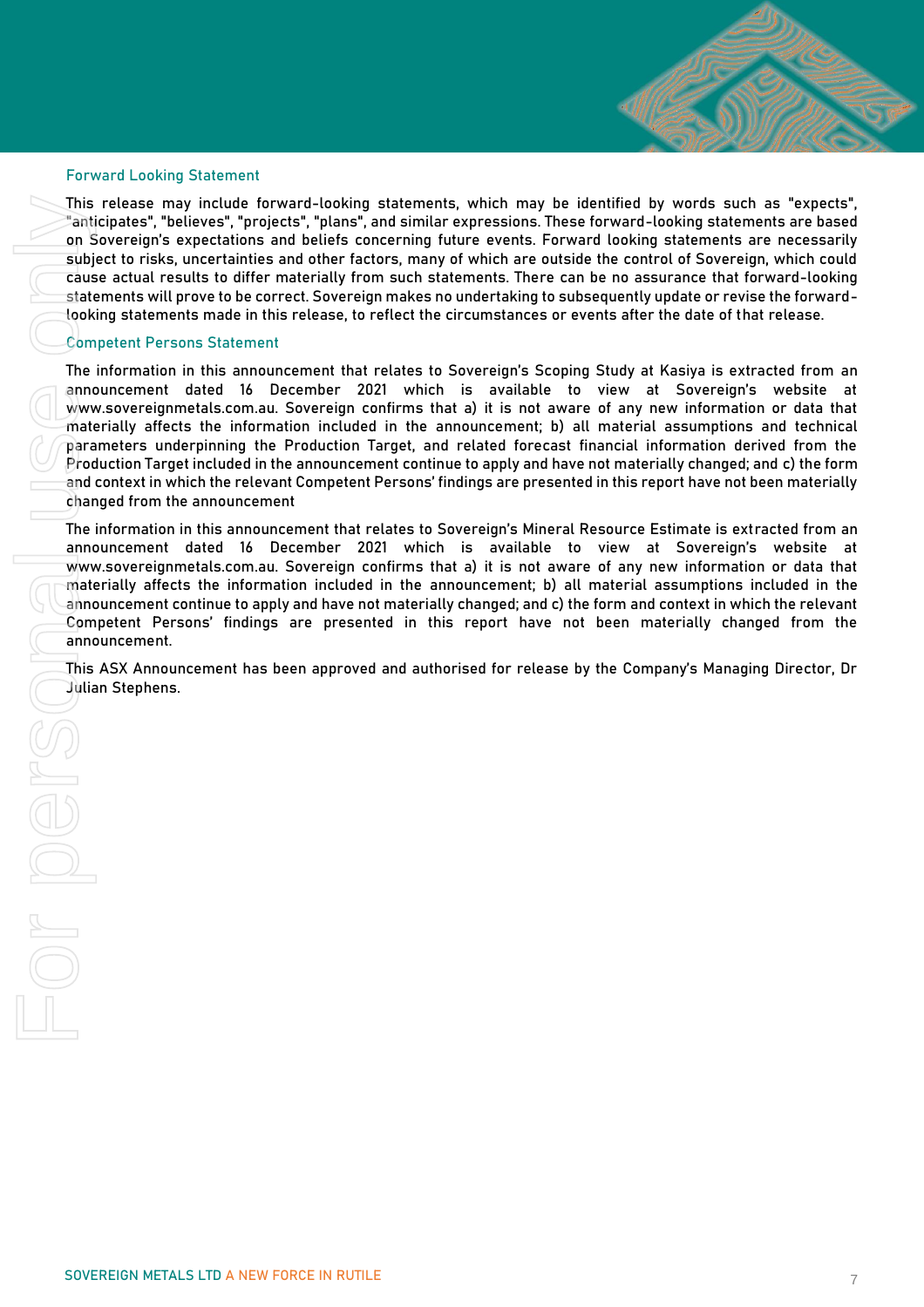## Forward Looking Statement

This release may include forward-looking statements, which may be identified by words such as "expects", "anticipates", "believes", "projects", "plans", and similar expressions. These forward-looking statements are based on Sovereign's expectations and beliefs concerning future events. Forward looking statements are necessarily subject to risks, uncertainties and other factors, many of which are outside the control of Sovereign, which could cause actual results to differ materially from such statements. There can be no assurance that forward-looking statements will prove to be correct. Sovereign makes no undertaking to subsequently update or revise the forward-looking statements made in this release, to reflect the circumstances or events after the date of that release.

## Competent Persons Statement

The information in this announcement that relates to Sovereign's Scoping Study at Kasiya is extracted from an announcement dated 16 December 2021 which is available to view at Sovereign's website at www.sovereignmetals.com.au. Sovereign confirms that a) it is not aware of any new information or data that materially affects the information included in the announcement; b) all material assumptions and technical parameters underpinning the Production Target, and related forecast financial information derived from the Production Target included in the announcement continue to apply and have not materially changed; and c) the form and context in which the relevant Competent Persons' findings are presented in this report have not been materially changed from the announcement

The information in this announcement that relates to Sovereign's Mineral Resource Estimate is extracted from an announcement dated 16 December 2021 which is available to view at Sovereign's website at www.sovereignmetals.com.au. Sovereign confirms that a) it is not aware of any new information or data that materially affects the information included in the announcement; b) all material assumptions included in the announcement continue to apply and have not materially changed; and c) the form and context in which the relevant Competent Persons' findings are presented in this report have not been materially changed from the announcement.

This ASX Announcement has been approved and authorised for release by the Company's Managing Director, Dr Julian Stephens.